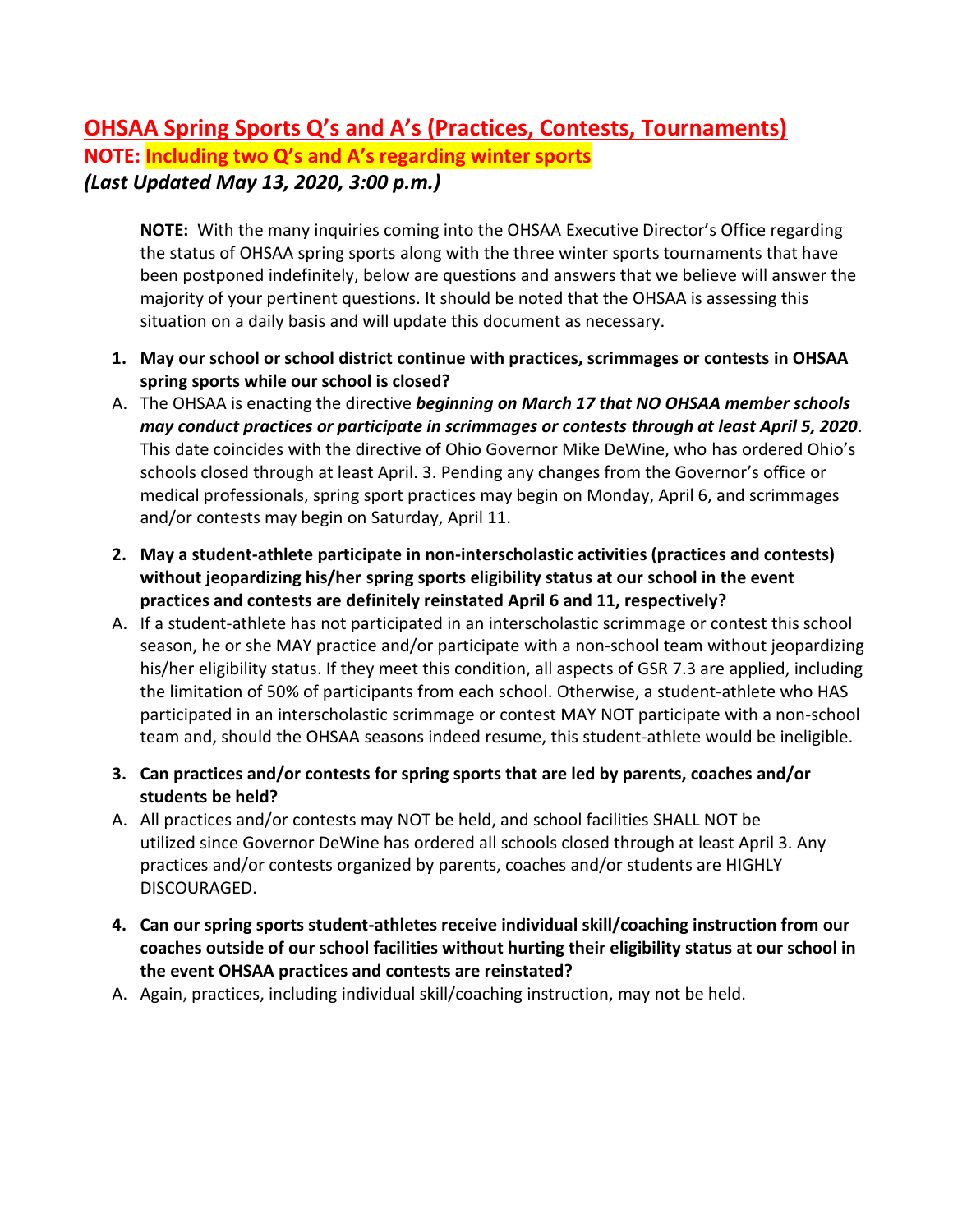# OHSAA Spring Sports Q's and A's (Practices, Contests, Tournaments)

**NOTE: Including two Q's and A's regarding winter sports**

***(Last Updated May 13, 2020, 3:00 p.m.)***

**NOTE:** With the many inquiries coming into the OHSAA Executive Director's Office regarding the status of OHSAA spring sports along with the three winter sports tournaments that have been postponed indefinitely, below are questions and answers that we believe will answer the majority of your pertinent questions. It should be noted that the OHSAA is assessing this situation on a daily basis and will update this document as necessary.

1. **May our school or school district continue with practices, scrimmages or contests in OHSAA spring sports while our school is closed?**

A. The OHSAA is enacting the directive ***beginning on March 17 that NO OHSAA member schools may conduct practices or participate in scrimmages or contests through at least April 5, 2020***. This date coincides with the directive of Ohio Governor Mike DeWine, who has ordered Ohio's schools closed through at least April. 3. Pending any changes from the Governor's office or medical professionals, spring sport practices may begin on Monday, April 6, and scrimmages and/or contests may begin on Saturday, April 11.

2. **May a student-athlete participate in non-interscholastic activities (practices and contests) without jeopardizing his/her spring sports eligibility status at our school in the event practices and contests are definitely reinstated April 6 and 11, respectively?**

A. If a student-athlete has not participated in an interscholastic scrimmage or contest this school season, he or she MAY practice and/or participate with a non-school team without jeopardizing his/her eligibility status. If they meet this condition, all aspects of GSR 7.3 are applied, including the limitation of 50% of participants from each school. Otherwise, a student-athlete who HAS participated in an interscholastic scrimmage or contest MAY NOT participate with a non-school team and, should the OHSAA seasons indeed resume, this student-athlete would be ineligible.

3. **Can practices and/or contests for spring sports that are led by parents, coaches and/or students be held?**

A. All practices and/or contests may NOT be held, and school facilities SHALL NOT be utilized since Governor DeWine has ordered all schools closed through at least April 3. Any practices and/or contests organized by parents, coaches and/or students are HIGHLY DISCOURAGED.

4. **Can our spring sports student-athletes receive individual skill/coaching instruction from our coaches outside of our school facilities without hurting their eligibility status at our school in the event OHSAA practices and contests are reinstated?**

A. Again, practices, including individual skill/coaching instruction, may not be held.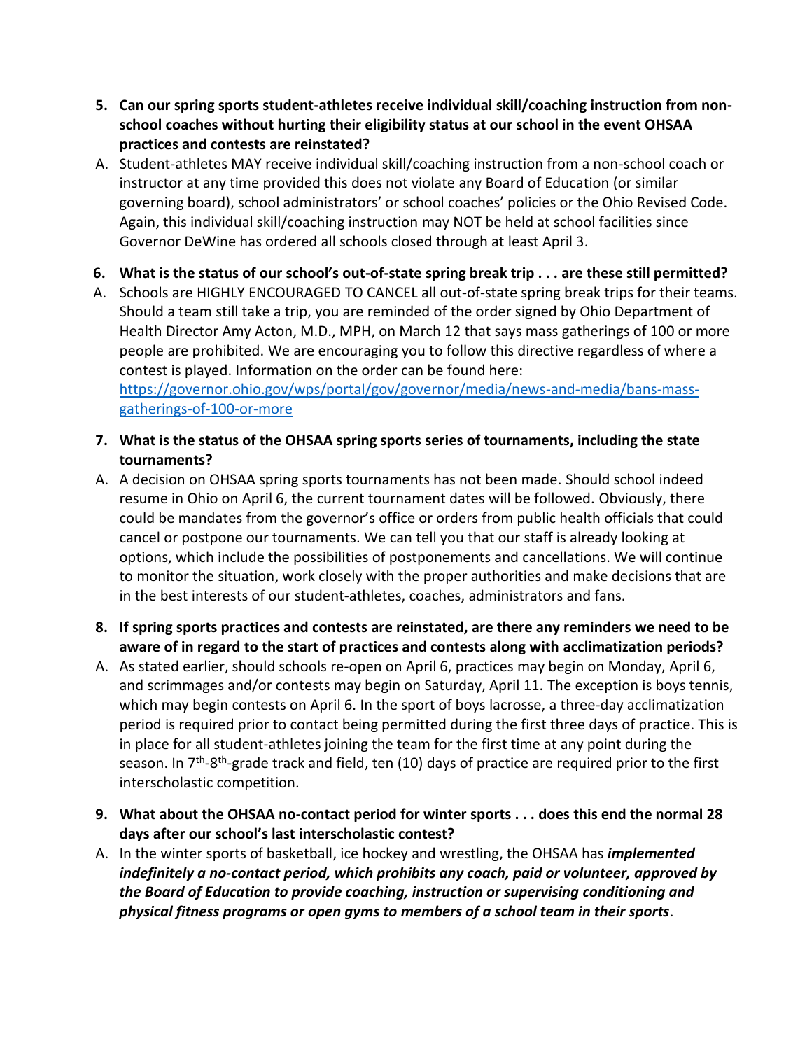5. **Can our spring sports student-athletes receive individual skill/coaching instruction from non-school coaches without hurting their eligibility status at our school in the event OHSAA practices and contests are reinstated?**

A. Student-athletes MAY receive individual skill/coaching instruction from a non-school coach or instructor at any time provided this does not violate any Board of Education (or similar governing board), school administrators' or school coaches' policies or the Ohio Revised Code. Again, this individual skill/coaching instruction may NOT be held at school facilities since Governor DeWine has ordered all schools closed through at least April 3.

6. **What is the status of our school's out-of-state spring break trip . . . are these still permitted?**

A. Schools are HIGHLY ENCOURAGED TO CANCEL all out-of-state spring break trips for their teams. Should a team still take a trip, you are reminded of the order signed by Ohio Department of Health Director Amy Acton, M.D., MPH, on March 12 that says mass gatherings of 100 or more people are prohibited. We are encouraging you to follow this directive regardless of where a contest is played. Information on the order can be found here: [https://governor.ohio.gov/wps/portal/gov/governor/media/news-and-media/bans-mass-gatherings-of-100-or-more](https://governor.ohio.gov/wps/portal/gov/governor/media/news-and-media/bans-mass-gatherings-of-100-or-more)

7. **What is the status of the OHSAA spring sports series of tournaments, including the state tournaments?**

A. A decision on OHSAA spring sports tournaments has not been made. Should school indeed resume in Ohio on April 6, the current tournament dates will be followed. Obviously, there could be mandates from the governor's office or orders from public health officials that could cancel or postpone our tournaments. We can tell you that our staff is already looking at options, which include the possibilities of postponements and cancellations. We will continue to monitor the situation, work closely with the proper authorities and make decisions that are in the best interests of our student-athletes, coaches, administrators and fans.

8. **If spring sports practices and contests are reinstated, are there any reminders we need to be aware of in regard to the start of practices and contests along with acclimatization periods?**

A. As stated earlier, should schools re-open on April 6, practices may begin on Monday, April 6, and scrimmages and/or contests may begin on Saturday, April 11. The exception is boys tennis, which may begin contests on April 6. In the sport of boys lacrosse, a three-day acclimatization period is required prior to contact being permitted during the first three days of practice. This is in place for all student-athletes joining the team for the first time at any point during the season. In 7th-8th-grade track and field, ten (10) days of practice are required prior to the first interscholastic competition.

9. **What about the OHSAA no-contact period for winter sports . . . does this end the normal 28 days after our school's last interscholastic contest?**

A. In the winter sports of basketball, ice hockey and wrestling, the OHSAA has ***implemented indefinitely a no-contact period, which prohibits any coach, paid or volunteer, approved by the Board of Education to provide coaching, instruction or supervising conditioning and physical fitness programs or open gyms to members of a school team in their sports***.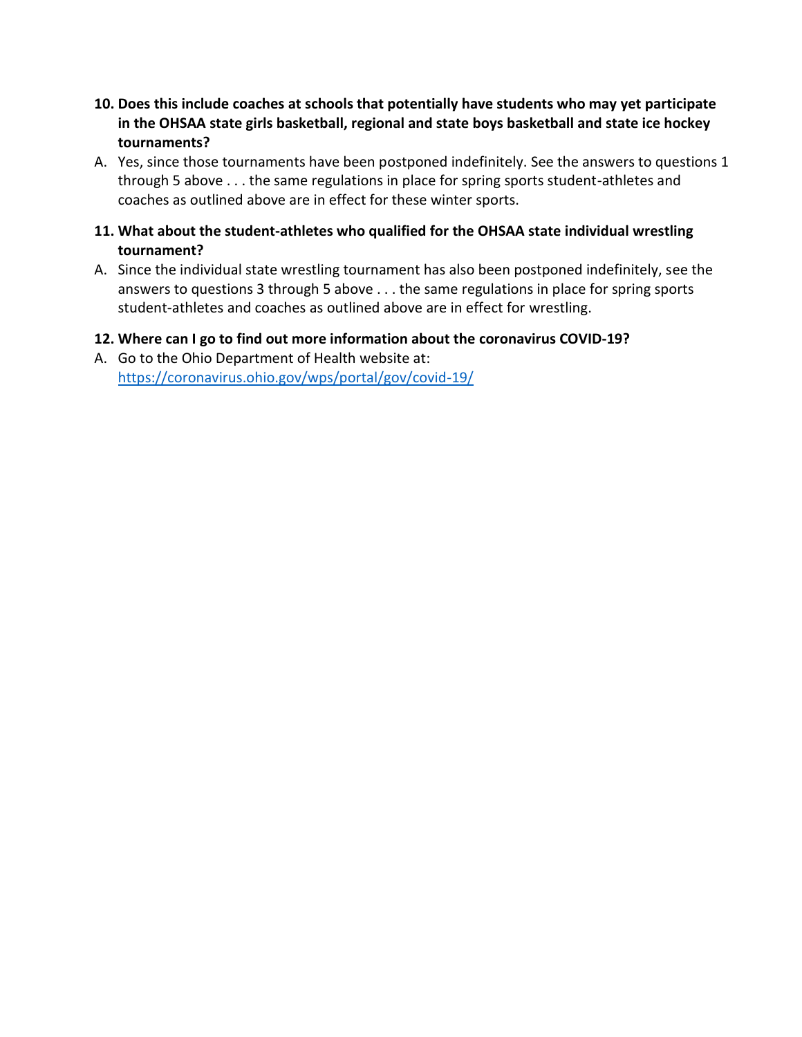**10. Does this include coaches at schools that potentially have students who may yet participate in the OHSAA state girls basketball, regional and state boys basketball and state ice hockey tournaments?**

A. Yes, since those tournaments have been postponed indefinitely. See the answers to questions 1 through 5 above . . . the same regulations in place for spring sports student-athletes and coaches as outlined above are in effect for these winter sports.

**11. What about the student-athletes who qualified for the OHSAA state individual wrestling tournament?**

A. Since the individual state wrestling tournament has also been postponed indefinitely, see the answers to questions 3 through 5 above . . . the same regulations in place for spring sports student-athletes and coaches as outlined above are in effect for wrestling.

**12. Where can I go to find out more information about the coronavirus COVID-19?**

A. Go to the Ohio Department of Health website at: [https://coronavirus.ohio.gov/wps/portal/gov/covid-19/](https://coronavirus.ohio.gov/wps/portal/gov/covid-19/)